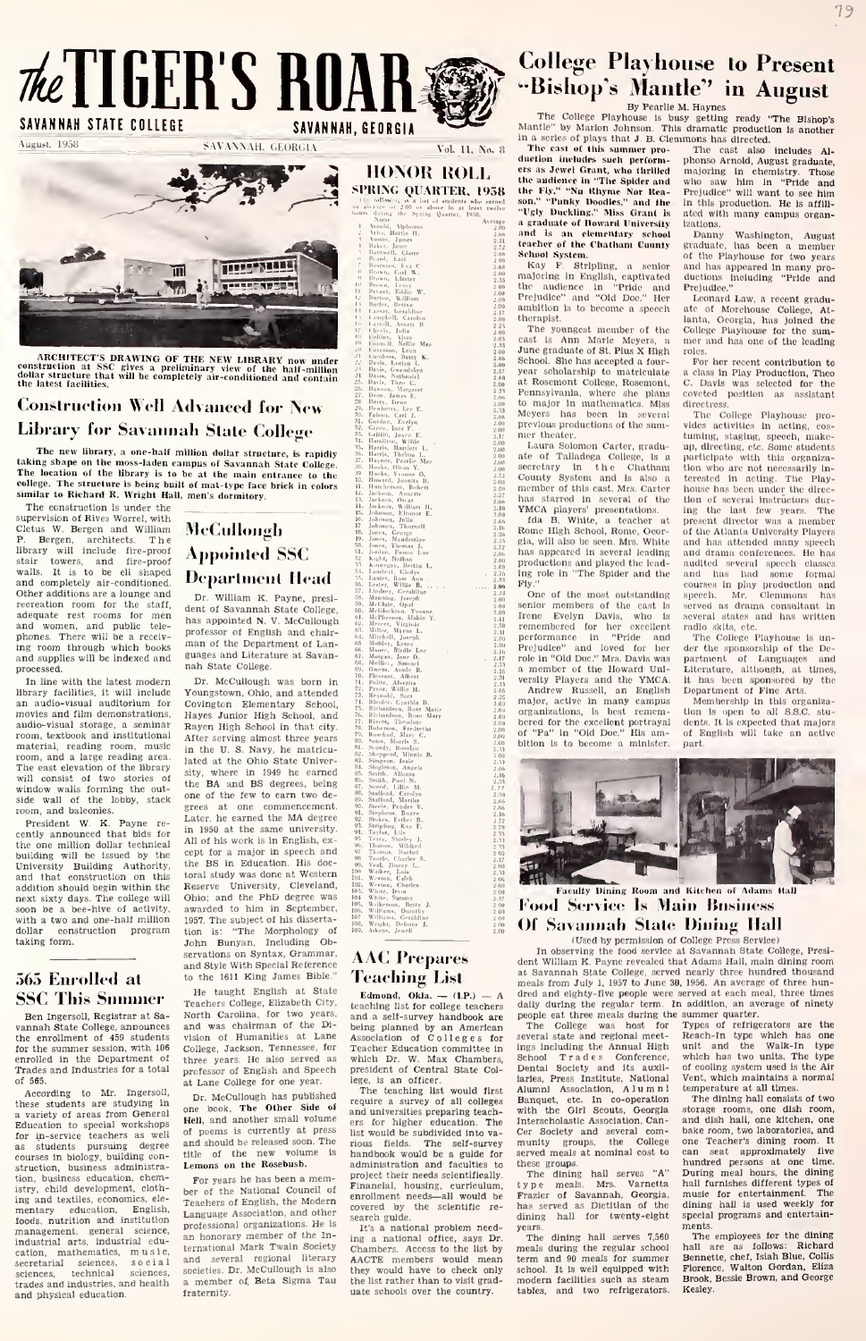# The TIGER'S ROAR

SAVANNAH STATE COLLEGE — SAVANNAH, GEORGIA

August, 1958 — SAVANNAH, GEORGIA — Vol. 11, No. 8

ARCHITECT'S DRAWING OF THE NEW LIBRARY now under construction at SSC gives a preliminary view of the half-million dollar structure that will be completely air-conditioned and contain the latest facilities.

## Construction Well Advanced for New Library for Savannah State College

The new library, a one-half million dollar structure, is rapidly taking shape on the moss-laden campus of Savannah State College. The location of the library is to be at the main entrance to the college. The structure is being built of mat-type face brick in colors similar to Richard R. Wright Hall, men's dormitory.

The construction is under the supervision of Rives Worrel, with Cletus W. Bergen and William P. Bergen, architects. The library will include fire-proof stair towers, and fire-proof walls. It is to be ell shaped and completely air-conditioned. Other additions are a lounge and recreation room for the staff, adequate rest rooms for men and women, and public telephones. There will be a receiving room through which books and supplies will be indexed and processed.

In line with the latest modern library facilities, it will include an audio-visual auditorium for movies and film demonstrations, audio-visual storage, a seminar room, textbook and institutional material, reading room, music room, and a large reading area. The east elevation of the library will consist of two stories of window walls forming the outside wall of the lobby, stack room, and balconies.

President W. K. Payne recently announced that bids for the one million dollar technical building will be issued by the University Building Authority, and that construction on this addition should begin within the next sixty days. The college will soon be a bee-hive of activity, with a two and one-half million dollar construction program taking form.

## 565 Enrolled at SSC This Summer

Ben Ingersoll, Registrar at Savannah State College, announces the enrollment of 459 students for the summer session, with 106 enrolled in the Department of Trades and Industries for a total of 565.

According to Mr. Ingersoll, these students are studying in a variety of areas from General Education to special workshops for in-service teachers as well as students pursuing degree courses in biology, building construction, business administration, business education, chemistry, child development, clothing and textiles, economics, elementary education, English, foods, nutrition and institution management, general science, industrial arts, industrial education, mathematics, music, secretarial sciences, social sciences, technical sciences, trades and industries, and health and physical education.

## McCullough Appointed SSC Department Head

Dr. William K. Payne, president of Savannah State College, has appointed N. V. McCullough professor of English and chairman of the Department of Languages and Literature at Savannah State College.

Dr. McCullough was born in Youngstown, Ohio, and attended Covington Elementary School, Hayes Junior High School, and Rayen High School in that city. After serving almost three years in the U. S. Navy, he matriculated at the Ohio State University, where in 1949 he earned the BA and BS degrees, being one of the few to earn two degrees at one commencement. Later, he earned the MA degree in 1950 at the same university. All of his work is in English, except for a major in speech and the BS in Education. His doctoral study was done at Western Reserve University, Cleveland, Ohio; and the PhD degree was awarded to him in September, 1957. The subject of his dissertation is: "The Morphology of John Bunyan, Including Observations on Syntax, Grammar, and Style With Special Reference to the 1611 King James Bible."

He taught English at State Teachers College, Elizabeth City, North Carolina, for two years, and was chairman of the Division of Humanities at Lane College, Jackson, Tennessee, for three years. He also served as professor of English and Speech at Lane College for one year.

Dr. McCullough has published one book, **The Other Side of Hell**, and another small volume of poems is currently at press and should be released soon. The title of the new volume is **Lemons on the Rosebush.**

For years he has been a member of the National Council of Teachers of English, the Modern Language Association, and other professional organizations. He is an honorary member of the International Mark Twain Society and several regional literary societies. Dr. McCullough is also a member of Beta Sigma Tau fraternity.

## HONOR ROLL
### SPRING QUARTER, 1958

The following is a list of students who earned an average of 2.00 or above in at least twelve hours during the Spring Quarter, 1958.

| | Name | Average |
|---|---|---|
| 1. | Arnold, Alphonso | 3.00 |
| 2. | Attra, Hattie H. | 2.66 |
| 3. | Austin, James | 2.33 |
| 4. | Baker, Jane | 2.72 |
| 5. | Barnwell, Claire | 2.66 |
| 6. | Beard, Earl | 2.00 |
| 7. | Bowman, Eva C | 2.66 |
| 8. | Brown, Carl W. | 2.00 |
| 9. | Brown, Lhaster | 2.35 |
| 10. | Brown, Leroy | 2.00 |
| 11. | Bryant, Eddie W. | 2.00 |
| 12. | Burton, William | 2.00 |
| 13. | Butler, Bettye | 2.00 |
| 14. | Carter, Geraldine | 2.00 |
| 15. | Campbell, Carolyn | 2.00 |
| 16. | Carroll, Annett B | 2.25 |
| 17. | Cherry, Julia | 2.00 |
| 18. | Collins, Alan | 2.00 |
| 19. | Connell, Nellie Mae | 2.33 |
| 20. | Cowman, Leon | 2.00 |
| 21. | Cumbess, Betty K. | 2.66 |
| 22. | Davis, Evelyn L. | 2.00 |
| 23. | Davis, Gwendolyn | 2.37 |
| 24. | Davis, Nathaniel | 2.00 |
| 25. | Davis, Theo C. | 2.00 |
| 26. | Dawson, Margaret | 2.33 |
| 27. | Dean, James E. | 2.00 |
| 28. | Derry, Irene | 2.00 |
| 29. | Dewberry, Lee E. | 2.33 |
| 30. | Faison, Carl J. | 2.00 |
| 31. | Gordon, Evelyn | 2.00 |
| 32. | Green, Inez F. | 2.37 |
| 33. | Griffin, Joyce E. | 2.00 |
| 34. | Hamilton, Willie | 2.00 |
| 35. | Harris, Harriett L. | 2.00 |
| 36. | Harris, Thelma L. | 2.00 |
| 37. | Haynes, Pearlie Mae | 2.00 |
| 38. | Hooks, Olean Y. | 2.00 |
| 39. | Hooks, Yvonne O. | 2.00 |
| 40. | Howard, Juanita B. | 2.00 |
| 41. | Hutchinson, Robert | 2.00 |
| 42. | Jackson, Annette | 2.00 |
| 43. | Jackson, Oscar | 2.37 |
| 44. | Jackson, William H. | 2.00 |
| 45. | Johnson, Eleanor E. | 2.00 |
| 46. | Johnson, Julia | 3.00 |
| 47. | Johnson, Thurnell | 2.00 |
| 48. | Jones, George | 2.50 |
| 49. | Jones, Mundestine | 2.25 |
| 50. | Jones, Thomas J. | 2.37 |
| 51. | Jordan, Fannie Lue | 2.66 |
| 52. | Kight, Nathan | 2.00 |
| 53. | Kornegay, Bertha L. | 2.33 |
| 54. | Lambert, Gladys | 2.76 |
| 55. | Lanier, Rose Ann | 2.00 |
| 56. | Lester, Willie B. | 2.33 |
| 57. | Lindsey, Geraldine | 2.33 |
| 58. | Manning, Joseph | 2.00 |
| 59. | McClain, Opal | 2.00 |
| 60. | McGlockton, Yvonne | 3.00 |
| 61. | McPherson, Mable Y. | 2.00 |
| 62. | Mercer, Virginia | 2.41 |
| 63. | Miller, Myron L. | 2.71 |
| 64. | Mitchell, Jacob | 2.00 |
| 65. | Mobley, Leroy | 2.33 |
| 66. | Moore, Birdie Lee | 2.66 |
| 67. | Morgan, Jane R. | 2.16 |
| 68. | Mullice, Samuel | 2.47 |
| 69. | Owens, Annie B. | 2.33 |
| 70. | Pleasant, Albert | 2.00 |
| 71. | Polite, Alvesta | 2.33 |
| 72. | Pryor, Willie H. | 2.31 |
| 73. | Reynolds, Sara | 2.66 |
| 74. | Rhodes, Cynthia B. | 2.25 |
| 75. | Richardson, Rose Marie | 2.00 |
| 76. | Richardson, Rose Mary | 2.00 |
| 77. | Rivers, Theodore | 2.66 |
| 78. | Robertson, Frederick | 2.33 |
| 79. | Rosebud, Mary C. | 2.00 |
| 80. | Sams, Morris S. | 2.00 |
| 81. | Scandry, Rosalyn | 2.33 |
| 82. | Sheppard, Minnie B. | 2.00 |
| 83. | Simpson, Josie | 2.66 |
| 84. | Singleton, Angela | 2.00 |
| 85. | Smith, Albertha | 2.16 |
| 86. | Smith, Paul N. | 2.33 |
| 87. | Sneed, Lillie M. | 2.77 |
| 88. | Stafford, Carolyn | 2.50 |
| 89. | Stafford, Martha | 2.66 |
| 90. | Steele, Pender V. | 2.66 |
| 91. | Stephens, Bayer | 2.16 |
| 92. | Stokes, Esther R. | 2.66 |
| 93. | Stripling, Kay F. | 2.78 |
| 94. | Taylor, Lily | 2.75 |
| 95. | Terry, Shirley J. | 2.71 |
| 96. | Thomas, Mildred | 2.33 |
| 97. | Thomas, Rachel | 2.02 |
| 98. | Toodle, Charles S. | 2.37 |
| 99. | Veal, Jimmy L. | 2.00 |
| 100. | Walker, Lois | 2.33 |
| 101. | Weston, Caleb | 2.16 |
| 102. | Weston, Charles | 2.00 |
| 103. | White, Irvin | 2.00 |
| 104. | White, Sammy | 2.37 |
| 105. | Wilkerson, Betty J. | 2.00 |
| 106. | Williams, Dorothy | 2.00 |
| 107. | Williams, Geraldine | 2.00 |
| 108. | Wright, Delores L. | 2.33 |
| 109. | Atkens, Jewell | 2.00 |

## AAC Prepares Teaching List

Edmond, Okla. — (I.P.) — A teaching list for college teachers and a self-survey handbook are being planned by an American Association of Colleges for Teacher Education committee in which Dr. W. Max Chambers, president of Central State College, is an officer.

The teaching list would first require a survey of all colleges and universities preparing teachers for higher education. The list would be subdivided into various fields. The self-survey handbook would be a guide for administration and faculties to project their needs scientifically. Financial, housing, curriculum, enrollment needs—all would be covered by the scientific research guide.

It's a national problem needing a national office, says Dr. Chambers. Access to the list by AACTE members would mean they would have to check only the list rather than to visit graduate schools over the country.

## College Playhouse to Present "Bishop's Mantle" in August

By Pearlie M. Haynes

The College Playhouse is busy getting ready "The Bishop's Mantle" by Marion Johnson. This dramatic production is another in a series of plays that J. B. Clemmons has directed.

**The cast of this summer production includes such performers as Jewel Grant, who thrilled the audience in "The Spider and the Fly," "Nu Rhyne Nor Reason," "Punky Doodles," and the "Ugly Duckling." Miss Grant is a graduate of Howard University and is an elementary school teacher of the Chatham County School System.**

Kay F. Stripling, a senior majoring in English, captivated the audience in "Pride and Prejudice" and "Old Doc." Her ambition is to become a speech therapist.

The youngest member of the cast is Ann Marie Meyers, a June graduate of St. Pius X High School. She has accepted a four-year scholarship to matriculate at Rosemont College, Rosemont, Pennsylvania, where she plans to major in mathematics. Miss Meyers has been in several previous productions of the summer theater.

Laura Solomon Carter, graduate of Talladega College, is a secretary in the Chatham County System and is also a member of this cast. Mrs. Carter has starred in several of the YMCA players' presentations.

Ida B. White, a teacher at Rome High School, Rome, Georgia, will also be seen. Mrs. White has appeared in several leading productions and played the leading role in "The Spider and the Fly."

One of the most outstanding senior members of the cast is Irene Evelyn Davis, who is remembered for her excellent performance in "Pride and Prejudice" and loved for her role in "Old Doc." Mrs. Davis was a member of the Howard University Players and the YMCA.

Andrew Russell, an English major, active in many campus organizations, is best remembered for the excellent portrayal of "Pa" in "Old Doc." His ambition is to become a minister.

The cast also includes Alphonso Arnold, August graduate, majoring in chemistry. Those who saw him in "Pride and Prejudice" will want to see him in this production. He is affiliated with many campus organizations.

Danny Washington, August graduate, has been a member of the Playhouse for two years and has appeared in many productions including "Pride and Prejudice."

Leonard Law, a recent graduate of Morehouse College, Atlanta, Georgia, has joined the College Playhouse for the summer and has one of the leading roles.

For her recent contribution to a class in Play Production, Theo C. Davis was selected for the coveted position as assistant directress.

The College Playhouse provides activities in acting, costuming, staging, speech, make-up, directing, etc. Some students participate with this organization who are not necessarily interested in acting. The Playhouse has been under the direction of several instructors during the last few years. The present director was a member of the Atlanta University Players and has attended many speech and drama conferences. He has audited several speech classes and has had some formal courses in play production and speech. Mr. Clemmons has served as drama consultant in several states and has written radio skits, etc.

The College Playhouse is under the sponsorship of the Department of Languages and Literature, although, at times, it has been sponsored by the Department of Fine Arts.

Membership in this organization is open to all S.S.C. students. It is expected that majors of English will take an active part.

Faculty Dining Room and Kitchen of Adams Hall

## Food Service Is Main Business Of Savannah State Dining Hall

(Used by permission of College Press Service)

In observing the food service at Savannah State College, President William K. Payne revealed that Adams Hall, main dining room at Savannah State College, served nearly three hundred thousand meals from July 1, 1957 to June 30, 1958. An average of three hundred and eighty-five people were served at each meal, three times daily during the regular term. In addition, an average of ninety people eat three meals a day during the summer quarter.

The College was host for several state and regional meetings including the Annual High School Trades Conference, Dental Society and its auxiliaries, Press Institute, National Alumni Association, Alumni Banquet, etc. In co-operation with the Girl Scouts, Georgia Interscholastic Association, Cancer Society and several community groups, the College served meals at nominal cost to these groups.

The dining hall serves "A" type meals. Mrs. Varnetta Frazier of Savannah, Georgia, has served as Dietitian of the dining hall for twenty-eight years.

The dining hall serves 7,560 meals during the regular school term and 90 meals for summer school. It is well equipped with modern facilities such as steam tables, and two refrigerators. Types of refrigerators are the Reach-In type which has one unit and the Walk-In type which has two units. The type of cooling system used is the Air Vent, which maintains a normal temperature at all times.

The dining hall consists of two storage rooms, one dish room, and dish hall, one kitchen, one bake room, two laboratories, and one Teacher's dining room. It can seat approximately five hundred persons at one time. During meal hours, the dining hall furnishes different types of music for entertainment. The dining hall is used weekly for special programs and entertainments.

The employees for the dining hall are as follows: Richard Bennette, chef, Isiah Blue, Collis Florence, Walton Gordan, Eliza Brook, Bessie Brown, and George Kesley.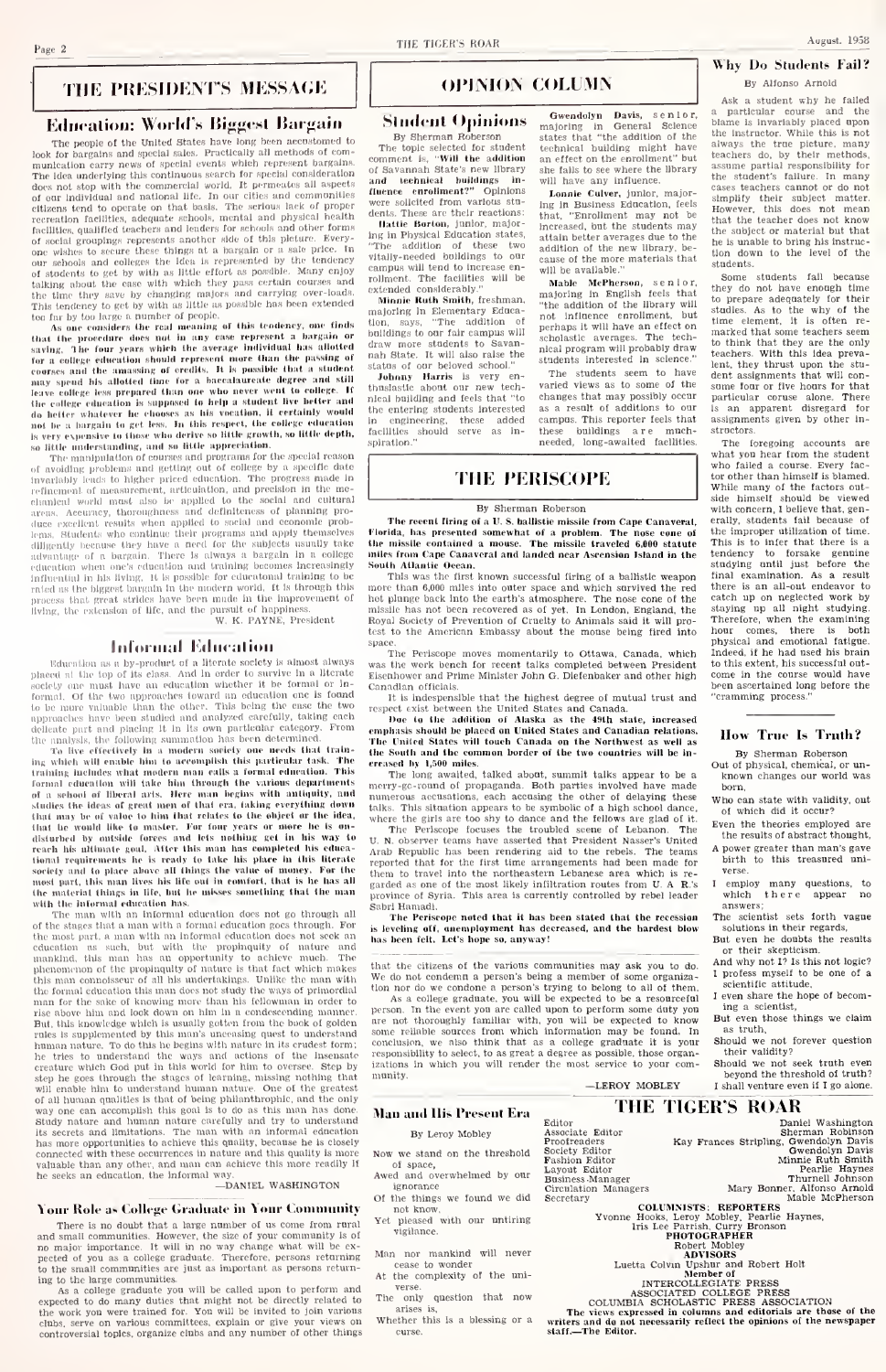# THE PRESIDENT'S MESSAGE

## Education: World's Biggest Bargain

The people of the United States have long been accustomed to look for bargains and special sales. Practically all methods of communication carry news of special events which represent bargains. The idea underlying this continuous search for special consideration does not stop with the commercial world. It permeates all aspects of our individual and national life. In our cities and communities citizens tend to operate on that basis. The serious lack of proper recreation facilities, adequate schools, mental and physical health facilities, qualified teachers and leaders for schools and other forms of social groupings represents another side of this picture. Everyone wishes to secure these things at a bargain or a sale price. In our schools and colleges the idea is represented by the tendency of students to get by with as little effort as possible. Many enjoy talking about the ease with which they pass certain courses and the time they save by changing majors and carrying over-loads. This tendency to get by with as little as possible has been extended too far by far too large a number of people.

As one considers the real meaning of this tendency, one finds that the procedure does not in any case represent a bargain or saving. The four years which the average individual has allotted for a college education should represent more than the passing of courses and the amassing of credits. It is possible that a student may spend his allotted time for a baccalaureate degree and still leave college less prepared than one who never went to college. If the college education is supposed to help a student live better and do better whatever he chooses as his vocation, it certainly would not be a bargain to get less. In this respect, the college education is very expensive to those who derive so little growth, so little depth, so little understanding, and so little appreciation.

The manipulation of courses and programs for the special reason of avoiding problems and getting out of college by a specific date invariably leads to higher priced education. The progress made in refinement of measurement, articulation, and precision in the mechanical world must also be applied to the social and cultural areas. Accuracy, thoroughness and definiteness of planning produce excellent results when applied to social and economic problems. Students who continue their programs and apply themselves diligently because they have a need for the subjects usually take advantage of a bargain. There is always a bargain in a college education when one's education and training becomes increasingly influential in his living. It is possible for educational training to be rated as the biggest bargain in the modern world. It is through this process that great strides have been made in the improvement of living, the extension of life, and the pursuit of happiness.

W. K. PAYNE, President

## Informal Education

Education as a by-product of a literate society is almost always placed at the top of its class. And in order to survive in a literate society one must have an education whether it be formal or informal. Of the two approaches toward an education one is found to be more valuable than the other. This being the case the two approaches have been studied and analyzed carefully, taking each delicate part and placing it in its own particular category. From the analysis, the following summation has been determined.

To live effectively in a modern society one needs that training which will enable him to accomplish this particular task. The training includes what modern man calls a formal education. This formal education will take him through the various departments of a school of literal arts. Here man begins with antiquity, and studies the ideas of great men of that era, taking everything down that may be of value to him that relates to the object or the idea, that he would like to master. For four years or more he is undisturbed by outside forces and lets nothing get in his way to reach his ultimate goal. After this man has completed his educational requirements he is ready to take his place in this literate society and to place above all things the value of money. For the most part, this man lives his life out in comfort, that is he has all the material things in life, but he misses something that the man with the informal education has.

The man with an informal education does not go through all of the stages that a man with a formal education goes through. For the most part, a man with an informal education does not seek an education as such, but with the propinquity of nature and mankind, this man has an opportunity to achieve much. The phenomenon of the propinquity of nature is that fact which makes this man connoisseur of all his undertakings. Unlike the man with the formal education this man does not study the ways of primordial man for the sake of knowing more than his fellowman in order to rise above him and look down on him in a condescending manner. But, this knowledge which is usually gotten from the book of golden rules is supplemented by this man's unceasing quest to understand human nature. To do this he begins with nature in its crudest form; he tries to understand the ways and actions of the insensate creature which God put in this world for him to oversee. Step by step he goes through the stages of learning, missing nothing that will enable him to understand human nature. One of the greatest of all human qualities is that of being philanthrophic, and the only way one can accomplish this goal is to do as this man has done. Study nature and human nature carefully and try to understand its secrets and limitations. The man with an informal education has more opportunities to achieve this quality, because he is closely connected with these occurrences in nature and this quality is more valuable than any other, and man can achieve this more readily if he seeks an education, the informal way.

—DANIEL WASHINGTON

## Your Role as College Graduate in Your Community

There is no doubt that a large number of us come from rural and small communities. However, the size of your community is of no major importance. It will in no way change what will be expected of you as a college graduate. Therefore, persons returning to the small communities are just as important as persons returning to the large communities.

As a college graduate you will be called upon to perform and expected to do many duties that might not be directly related to the work you were trained for. You will be invited to join various clubs, serve on various committees, explain or give your views on controversial topics, organize clubs and any number of other things that the citizens of the various communities may ask you to do. We do not condemn a person's being a member of some organization nor do we condone a person's trying to belong to all of them.

As a college graduate, you will be expected to be a resourceful person. In the event you are called upon to perform some duty you are not thoroughly familiar with, you will be expected to know some reliable sources from which information may be found. In conclusion, we also think that as a college graduate it is your responsibility to select, to as great a degree as possible, those organizations in which you will render the most service to your community.

—LEROY MOBLEY

# OPINION COLUMN

## Student Opinions

By Sherman Roberson

The topic selected for student comment is, **"Will the addition of Savannah State's new library and technical buildings influence enrollment?"** Opinions were solicited from various students. These are their reactions:

**Hattie Burton**, junior, majoring in Physical Education states, "The addition of these two vitally-needed buildings to our campus will tend to increase enrollment. The facilities will be extended considerably."

**Minnie Ruth Smith**, freshman, majoring in Elementary Education, says, "The addition of buildings to our fair campus will draw more students to Savannah State. It will also raise the status of our beloved school."

**Johnny Harris** is very enthusiastic about our new technical building and feels that "to the entering students interested in engineering, these added facilities should serve as inspiration."

**Gwendolyn Davis**, senior, majoring in General Science states that "the addition of the technical building might have an effect on the enrollment" but she fails to see where the library will have any influence.

**Lonnie Culver**, junior, majoring in Business Education, feels that, "Enrollment may not be increased, but the students may attain better averages due to the addition of the new library, because of the more materials that will be available."

**Mable McPherson**, senior, majoring in English feels that "the addition of the library will not influence enrollment, but perhaps it will have an effect on scholastic averages. The technical program will probably draw students interested in science."

The students seem to have varied views as to some of the changes that may possibly occur as a result of additions to our campus. This reporter feels that these buildings are much-needed, long-awaited facilities.

## THE PERISCOPE

By Sherman Roberson

**The recent firing of a U. S. ballistic missile from Cape Canaveral, Florida, has presented somewhat of a problem. The nose cone of the missile contained a mouse. The missile traveled 6,000 statute miles from Cape Canaveral and landed near Ascension Island in the South Atlantic Ocean.**

This was the first known successful firing of a ballistic weapon more than 6,000 miles into outer space and which survived the red hot plunge back into the earth's atmosphere. The nose cone of the missile has not been recovered as of yet. In London, England, the Royal Society of Prevention of Cruelty to Animals said it will protest to the American Embassy about the mouse being fired into space.

The Periscope moves momentarily to Ottawa, Canada, which was the focal point for recent talks completed between President Eisenhower and Prime Minister John G. Diefenbaker and other high Canadian officials.

It is indespensible that the highest degree of mutual trust and respect exist between the United States and Canada.

**Due to the addition of Alaska as the 49th state, increased emphasis should be placed on United States and Canadian relations. The United States will touch Canada on the Northwest as well as the South and the common border of the two countries will be increased by 1,500 miles.**

The long awaited, talked about, summit talks appear to be a merry-go-round of propaganda. Both parties involved have made numerous accusations, each accusing the other of delaying these talks. This situation appears to be symbolic of a high school dance, where the girls are too shy to dance and the fellows are glad of it.

The Periscope focuses the troubled scene of Lebanon. The U. N. observer teams have asserted that President Nasser's United Arab Republic has been rendering aid to the rebels. The teams reported that for the first time arrangements had been made for them to travel into the northeastern Lebanese area which is regarded as one of the most likely infiltration routes from U. A. R.'s province of Syria. This area is currently controlled by rebel leader Sabri Hamadi.

**The Periscope noted that it has been stated that the recession is leveling off, unemployment has decreased, and the hardest blow has been felt. Let's hope so, anyway!**

## Man and His Present Era

By Leroy Mobley

Now we stand on the threshold
of space,
Awed and overwhelmed by our
ignorance
Of the things we found we did
not know,
Yet pleased with our untiring
vigilance.

Man nor mankind will never
cease to wonder
At the complexity of the universe.
The only question that now
arises is,
Whether this is a blessing or a
curse.

## Why Do Students Fail?

By Alfonso Arnold

Ask a student why he failed a particular course and the blame is invariably placed upon the instructor. While this is not always the true picture, many teachers do, by their methods, assume partial responsibility for the student's failure. In many cases teachers cannot or do not simplify their subject matter. However, this does not mean that the teacher does not know the subject or material but that he is unable to bring his instruction down to the level of the students.

Some students fail because they do not have enough time to prepare adequately for their studies. As to the why of the time element, it is often remarked that some teachers seem to think that they are the only teachers. With this idea prevalent, they thrust upon the student assignments that will consume four or five hours for that particular coruse alone. There is an apparent disregard for assignments given by other instructors.

The foregoing accounts are what you hear from the student who failed a course. Every factor other than himself is blamed. While many of the factors outside himself should be viewed with concern, I believe that, generally, students fail because of the improper utilization of time. This is to infer that there is a tendency to forsake genuine studying until just before the final examination. As a result there is an all-out endeavor to catch up on neglected work by staying up all night studying. Therefore, when the examining hour comes, there is both physical and emotional fatigue. Indeed, if he had used his brain to this extent, his successful outcome in the course would have been ascertained long before the "cramming process."

## How True Is Truth?

By Sherman Roberson

Out of physical, chemical, or unknown changes our world was
born,
Who can state with validity, out
of which did it occur?
Even the theories employed are
the results of abstract thought,
A power greater than man's gave
birth to this treasured universe.
I employ many questions, to
which there appear no
answers;
The scientist sets forth vague
solutions in their regards,
But even he doubts the results
or their skepticism.
And why not I? Is this not logic?
I profess myself to be one of a
scientific attitude,
I even share the hope of becoming a scientist,
But even those things we claim
as truth,
Should we not forever question
their validity?
Should we not seek truth even
beyond the threshold of truth?
I shall venture even if I go alone.

## THE TIGER'S ROAR

| | |
|---|---|
| Editor | Daniel Washington |
| Associate Editor | Sherman Robinson |
| Proofreaders | Kay Frances Stripling, Gwendolyn Davis |
| Society Editor | Gwendolyn Davis |
| Fashion Editor | Minnie Ruth Smith |
| Layout Editor | Pearlie Haynes |
| Business Manager | Thurnell Johnson |
| Circulation Managers | Mary Bonner, Alfonso Arnold |
| Secretary | Mable McPherson |

**COLUMNISTS: REPORTERS**
Yvonne Hooks, Leroy Mobley, Pearlie Haynes,
Iris Lee Parrish, Curry Bronson

**PHOTOGRAPHER**
Robert Mobley

**ADVISORS**
Luetta Colvin Upshur and Robert Holt

**Member of**
INTERCOLLEGIATE PRESS
ASSOCIATED COLLEGE PRESS
COLUMBIA SCHOLASTIC PRESS ASSOCIATION

**The views expressed in columns and editorials are those of the writers and do not necessarily reflect the opinions of the newspaper staff.—The Editor.**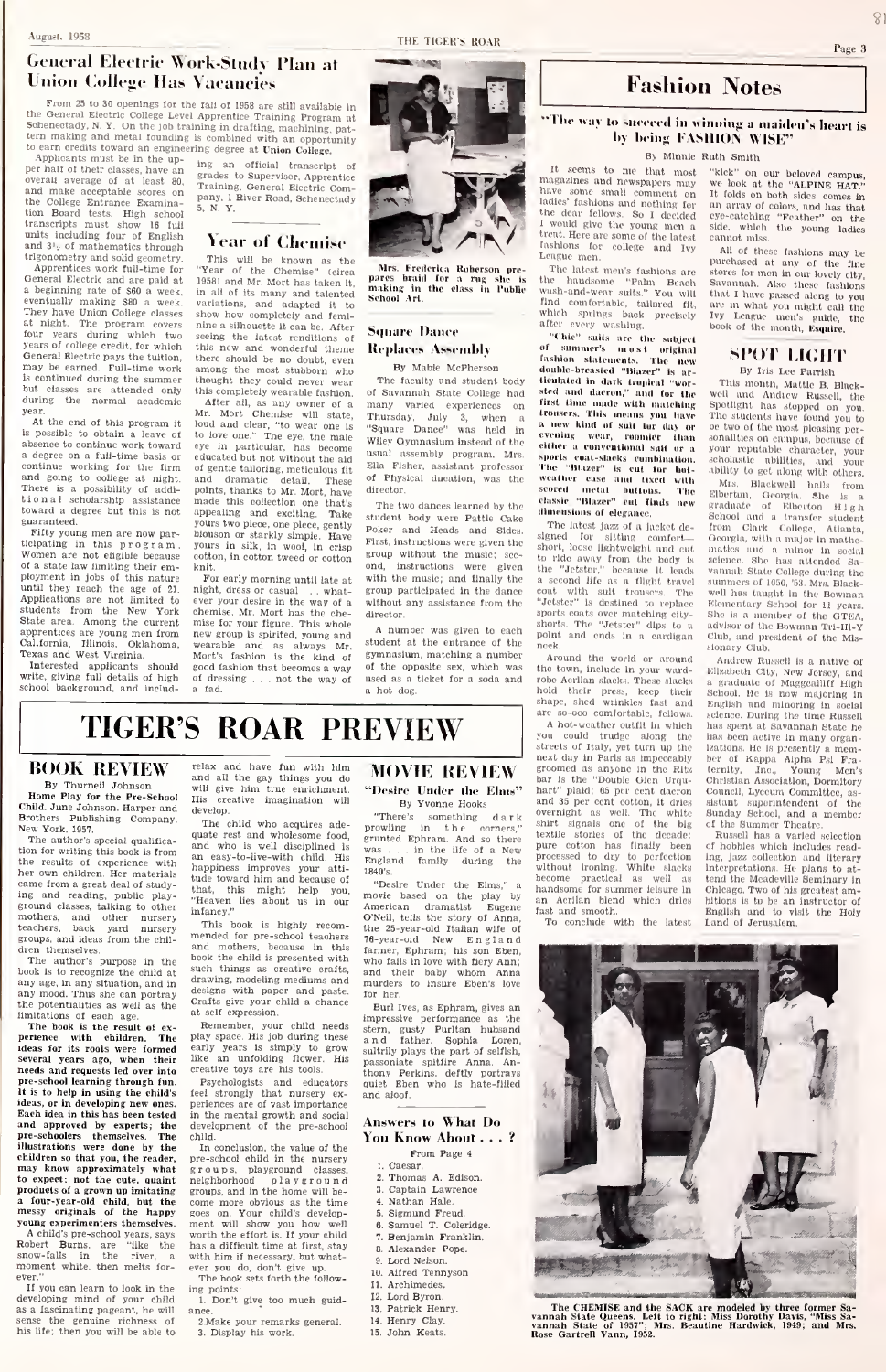## General Electric Work-Study Plan at Union College Has Vacancies

From 25 to 30 openings for the fall of 1958 are still available in the General Electric College Level Apprentice Training Program at Schenectady, N. Y. On the job training in drafting, machining, pattern making and metal founding is combined with an opportunity to earn credits toward an engineering degree at **Union College**.

Applicants must be in the upper half of their classes, have an overall average of at least 80, and make acceptable scores on the College Entrance Examination Board tests. High school transcripts must show 16 full units including four English and 3½ of mathematics through trigonometry and solid geometry.

Apprentices work full-time for General Electric and are paid at a beginning rate of $60 a week, eventually making $80 a week. They have Union College classes at night. The program covers four years during which two years of college credit, for which General Electric pays the tuition, may be earned. Full-time work is continued during the summer but classes are attended only during the normal academic year.

At the end of this program it is possible to obtain a leave of absence to continue work toward a degree on a full-time basis or continue working for the firm and going to college at night. There is a possibility of additional scholarship assistance toward a degree but this is not guaranteed.

Fifty young men are now participating in this program. Women are not eligible because of a state law limiting their employment in jobs of this nature until they reach the age of 21. Applications are not limited to students from the New York State area. Among the current apprentices are young men from California, Illinois, Oklahoma, Texas and West Virginia.

Interested applicants should write, giving full details of high school background, and including an official transcript of grades, to Supervisor, Apprentice Training, General Electric Company, 1 River Road, Schenectady 5, N. Y.

## Year of Chemise

This will be known as the "Year of the Chemise" (circa 1958) and Mr. Mort has taken it, in all of its many and talented variations, and adapted it to show how completely and feminine a silhouette it can be. After seeing the latest renditions of this new and wonderful theme there should be no doubt, even among the most stubborn who thought they could never wear this completely wearable fashion.

After all, as any owner of a Mr. Mort Chemise will state, loud and clear, "to wear one is to love one." The eye, the male eye in particular, has become educated but not without the aid of gentle tailoring, meticulous fit and dramatic detail. These points, thanks to Mr. Mort, have made this collection one that's appealing and exciting. Take yours two piece, one piece, gently blouson or starkly simple. Have yours in silk, in wool, in crisp cotton, in cotton tweed or cotton knit.

For early morning until late at night, dress or casual . . . whatever your desire in the way of a chemise, Mr. Mort has the chemise for your figure. This whole new group is spirited, young and wearable and as always Mr. Mort's fashion is the kind of good fashion that becomes a way of dressing . . . not the way of a fad.

Mrs. Frederica Roberson prepares braid for a rug she is making in the class in Public School Art.

## Square Dance Replaces Assembly

By Mable McPherson

The faculty and student body of Savannah State College had many varied experiences on Thursday, July 3, when a "Square Dance" was held in Wiley Gymnasium instead of the usual assembly program. Mrs. Ella Fisher, assistant professor of Physical ducation, was the director.

The two dances learned by the student body were Pattie Cake Poker and Heads and Sides. First, instructions were given the group without the music; second, instructions were given with the music; and finally the group participated in the dance without any assistance from the director.

A number was given to each student at the entrance of the gymnasium, matching a number of the opposite sex, which was used as a ticket for a soda and a hot dog.

# Fashion Notes

### "The way to succeed in winning a maiden's heart is by being FASHION WISE"

By Minnie Ruth Smith

It seems to me that most magazines and newspapers may have some small comment on ladies' fashions and nothing for the dear fellows. So I decided I would give the young men a treat. Here are some of the latest fashions for college and Ivy League men.

The latest men's fashions are the handsome "Palm Beach wash-and-wear suits." You will find comfortable, tailored fit, which springs back precisely after every washing.

**"Chic" suits are the subject of summer's most original fashion statements. The new double-breasted "Blazer" is articulated in dark tropical "worsted and dacron," and for the first time made with matching trousers. This means you have a new kind of suit for day or evening wear, roomier than either a conventional suit or a sports coat-slacks combination. The "Blazer" is cut for hot-weather ease and fixed with scored metal buttons. The classic "Blazer" cut finds new dimensions of elegance.**

The latest jazz of a jacket designed for sitting comfort—short, loose lightweight and cut to ride away from the body is the "Jetster," because it leads a second life as a flight travel coat with suit trousers. The "Jetster" is destined to replace sport coats over matching city-shorts. The "Jetster" dips to a point and ends in a cardigan neck.

Around the world or around the town, include in your wardrobe Acrilan slacks. These slacks hold their press, keep their shape, shed wrinkles fast and are so-ooo comfortable, fellows.

A hot-weather outfit in which you could trudge along the streets of Italy, yet turn up the next day in Paris as impeccably groomed as anyone in the Ritz bar is the "Double Glen Urquhart" plaid; 65 per cent dacron and 35 per cent cotton, it dries overnight as well. The white shirt signals one of the big textile stories of the decade: pure cotton has finally been processed to dry to perfection without ironing. White slacks become practical as well as handsome for summer leisure in an Acrilan blend which dries fast and smooth.

To conclude with the latest "kick" on our beloved campus, we look at the "ALPINE HAT." It folds on both sides, comes in an array of colors, and has that eye-catching "Feather" on the side, which the young ladies cannot miss.

All of these fashions may be purchased at any of the fine stores for men in our lovely city, Savannah. Also these fashions that I have passed along to you are in what you might call the Ivy League men's guide, the book of the month, *Esquire*.

## SPOT LIGHT

By Iris Lee Parrish

This month, Mattie B. Blackwell and Andrew Russell, the Spotlight has stopped on you. The students have found you to be two of the most pleasing personalities on campus, because of your reputable character, your scholastic abilities, and your ability to get along with others.

Mrs. Blackwell hails from Elberton, Georgia. She is a graduate of Elberton High School and a transfer student from Clark College, Atlanta, Georgia, with a major in mathematics and a minor in social science. She has attended Savannah State College during the summers of 1950, '53. Mrs. Blackwell has taught in the Bowman Elementary School for 11 years. She is a member of the GTEA, advisor of the Bowman Tri-Hi-Y Club, and president of the Missionary Club.

Andrew Russell is a native of Elizabeth City, New Jersey, and a graduate of Muggcalliff High School. He is now majoring in English and minoring in social science. During the time Russell has spent at Savannah State he has been active in many organizations. He is presently a member of Kappa Alpha Psi Fraternity, Inc., Young Men's Christian Association, Dormitory Council, Lyceum Committee, assistant superintendent of the Sunday School, and a member of the Summer Theatre.

Russell has a varied selection of hobbies which includes reading, jazz collection and literary interpretations. He plans to attend the Meadeville Seminary in Chicago. Two of his greatest ambitions is to be an instructor of English and to visit the Holy Land of Jerusalem.

The CHEMISE and the SACK are modeled by three former Savannah State Queens. Left to right: Miss Dorothy Davis, "Miss Savannah State of 1957"; Mrs. Beautine Hardwick, 1949; and Mrs. Rose Gartrell Vann, 1952.

# TIGER'S ROAR PREVIEW

## BOOK REVIEW

By Thurnell Johnson

**Home Play for the Pre-School Child**, June Johnson. Harper and Brothers Publishing Company, New York. 1957.

The author's special qualification for writing this book is from the results of experience with her own children. Her materials came from a great deal of studying and reading, public playground classes, talking to other mothers, and other nursery teachers, back yard nursery groups, and ideas from the children themselves.

The author's purpose in the book is to recognize the child at any age, in any situation, and in any mood. Thus she can portray the potentialities as well as the limitations of each age.

**The book is the result of experience with children. The ideas for its roots were formed several years ago, when their needs and requests led over into pre-school learning through fun. It is to help in using the child's ideas, or in developing new ones. Each idea in this has been tested and approved by experts; the pre-schoolers themselves. The illustrations were done by the children so that you, the reader, may know approximately what to expect: not the cute, quaint products of a grown up imitating a four-year-old child, but the messy originals of the happy young experimenters themselves.**

A child's pre-school years, says Robert Burns, are "like the snow-falls in the river, a moment white, then melts forever."

If you can learn to look in the developing mind of your child as a fascinating pageant, he will sense the genuine richness of his life; then you will be able to relax and have fun with him and all the gay things you do will give him true enrichment. His creative imagination will develop.

The child who acquires adequate rest and wholesome food, and who is well disciplined is an easy-to-live-with child. His happiness improves your attitude toward him and because of that, this might help you, "Heaven lies about us in our infancy."

This book is highly recommended for pre-school teachers and mothers, because in this book the child is presented with such things as creative crafts, drawing, modeling mediums and designs with paper and paste. Crafts give your child a chance at self-expression.

Remember, your child needs play space. His job during these early years is simply to grow like an unfolding flower. His creative toys are his tools.

Psychologists and educators feel strongly that nursery experiences are of vast importance in the mental growth and social development of the pre-school child.

In conclusion, the value of the pre-school child in the nursery groups, playground classes, neighborhood playground groups, and in the home will become more obvious as the time goes on. Your child's development will show you how well worth the effort is. If your child has a difficult time at first, stay with him if necessary, but whatever you do, don't give up.

The book sets forth the following points:

1. Don't give too much guidance.
2. Make your remarks general.
3. Display his work.

## MOVIE REVIEW

### "Desire Under the Elms"

By Yvonne Hooks

"There's something dark prowling in the corners," grunted Ephram. And so there was . . . in the life of a New England family during the 1840's.

"Desire Under the Elms," a movie based on the play by American dramatist Eugene O'Neil, tells the story of Anna, the 25-year-old Italian wife of 76-year-old New England farmer, Ephram; his son Eben, who falls in love with fiery Ann; and their baby whom Anna murders to insure Eben's love for her.

Burl Ives, as Ephram, gives an impressive performance as the stern, gusty Puritan husband and father. Sophia Loren, sultrily plays the part of selfish, passionate spitfire Anna. Anthony Perkins, deftly portrays quiet Eben who is hate-filled and aloof.

## Answers to What Do You Know About . . . ?

From Page 4

1. Caesar.
2. Thomas A. Edison.
3. Captain Lawrence
4. Nathan Hale.
5. Sigmund Freud.
6. Samuel T. Coleridge.
7. Benjamin Franklin.
8. Alexander Pope.
9. Lord Nelson.
10. Alfred Tennyson
11. Archimedes.
12. Lord Byron.
13. Patrick Henry.
14. Henry Clay.
15. John Keats.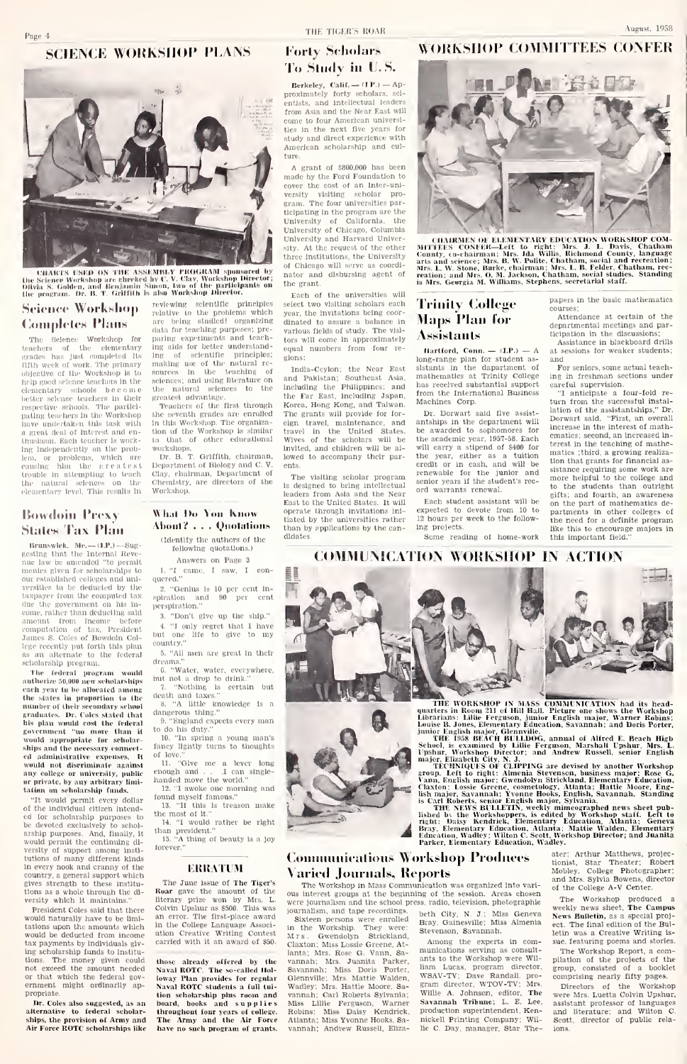## SCIENCE WORKSHOP PLANS

CHARTS USED ON THE ASSEMBLY PROGRAM sponsored by the Science Workshop are checked by C. V. Clay, Workshop Director; Olivia S. Golden, and Benjamin Simon, two of the participants on the program. Dr. B. T. Griffith is also Workshop Director.

## Science Workshop Completes Plans

The Science Workshop for teachers of the elementary grades has just completed its fifth week of work. The primary objective of the Workshop is to help good science teachers in the elementary schools become better science teachers in their respective schools. The participating teachers in the Workshop have undertaken this task with a great deal of interest and enthusiasm. Each teacher is working independently on the problem, or problems, which are causing him the greatest trouble in attempting to teach the natural sciences on the elementary level. This results in reviewing scientific principles relative to the problems which are being studied; organizing data for teaching purposes; preparing experiments and teaching aids for better understanding of scientific principles; making use of the natural resources in the teaching of sciences; and using literature on the natural sciences to the greatest advantage.

Teachers of the first through the seventh grades are enrolled in this Workshop. The organization of the Workshop is similar to that of other educational workshops.

Dr. B. T. Griffith, chairman, Department of Biology and C. V. Clay, chairman, Department of Chemistry, are directors of the Workshop.

## Bowdoin Prexy States Tax Plan

**Brunswick, Me.—(I.P.)**—Suggesting that the Internal Revenue law be amended "to permit monies given for scholarships to our established colleges and universities to be deducted by the taxpayer from the computed tax due the government on his income, rather than deducting said amount from income before computation of tax, President James S. Coles of Bowdoin College recently put forth this plan as an alternate to the federal scholarship program.

The federal program would authorize 50,000 new scholarships each year to be allocated among the states in proportion to the number of their secondary school graduates. Dr. Coles stated that his plan would cost the federal government "no more than it would appropriate for scholarships and the necessary connected administrative expenses. It would not discriminate against any college or university, public or private, by any arbitrary limitation on scholarship funds.

"It would permit every dollar of the individual citizen intended for scholarship purposes to be devoted exclusively to scholarship purposes. And, finally, it would permit the continuing diversity of support among institutions of many different kinds in every nook and cranny of the country, a general support which gives strength to these institutions as a whole through the diversity which it maintains."

President Coles said that there would naturally have to be limitations upon the amounts which would be deducted from income tax payments by individuals giving scholarship funds to institutions. The money given could not exceed the amount needed or that which the federal government might ordinarily appropriate.

Dr. Coles also suggested, as an alternative to federal scholarships, the provision of Army and Air Force ROTC scholarships like those already offered by the Naval ROTC. The so-called Holloway Plan provides for regular Naval ROTC students a full tuition scholarship plus room and board, books and supplies throughout four years of college. The Army and the Air Force have no such program of grants.

## What Do You Know About? . . . Quotations

(Identify the authors of the following quotations.)

Answers on Page 3

1. "I came, I saw, I conquered."
2. "Genius is 10 per cent inspiration and 90 per cent perspiration."
3. "Don't give up the ship."
4. "I only regret that I have but one life to give to my country."
5. "All men are great in their dreams."
6. "Water, water, everywhere, but not a drop to drink."
7. "Nothing is certain but death and taxes."
8. "A little knowledge is a dangerous thing."
9. "England expects every man to do his duty."
10. "In spring a young man's fancy lightly turns to thoughts of love."
11. "Give me a lever long enough and . . I can singlehanded move the world."
12. "I awoke one morning and found myself famous."
13. "If this is treason make the most of it."
14. "I would rather be right than president."
15. "A thing of beauty is a joy forever."

## ERRATUM

The June issue of The Tiger's Roar gave the amount of the literary prize won by Mrs. L. Colvin Upshur as $500. This was an error. The first-place award in the College Language Association Creative Writing Contest carried with it an award of $50.

## Forty Scholars To Study in U. S.

**Berkeley, Calif.—(I.P.)**—Approximately forty scholars, scientists, and intellectual leaders from Asia and the Near East will come to four American universities in the next five years for study and direct experience with American scholarship and culture.

A grant of $800,000 has been made by the Ford Foundation to cover the cost of an inter-university visiting scholar program. The four universities participating in the program are the University of California, the University of Chicago, Columbia University and Harvard University. At the request of the other three institutions, the University of Chicago will serve as coordinator and disbursing agent of the grant.

Each of the universities will select two visiting scholars each year, the invitations being coordinated to assure a balance in various fields of study. The visitors will come in approximately equal numbers from four regions:

India-Ceylon; the Near East and Pakistan; Southeast Asia, including the Philippines; and the Far East, including Japan, Korea, Hong Kong, and Taiwan. The grants will provide for foreign travel, maintenance, and travel in the United States. Wives of the scholars will be invited, and children will be allowed to accompany their parents.

The visiting scholar program is designed to bring intellectual leaders from Asia and the Near East to the United States. It will operate through invitations initiated by the universities rather than by applications by the candidates.

## WORKSHOP COMMITTEES CONFER

CHAIRMEN OF ELEMENTARY EDUCATION WORKSHOP COMMITTEES CONFER—Left to right: Mrs. J. L. Davis, Chatham County, co-chairman; Mrs. Ida Willis, Richmond County, language arts and science; Mrs. B. W. Polite, Chatham, social and recreation; Mrs. L. W. Stone, Burke, chairman; Mrs. L. B. Felder, Chatham, recreation; and Mrs. O. M. Jackson, Chatham, social studies. Standing is Mrs. Georgia M. Williams, Stephens, secretarial staff.

## Trinity College Maps Plan for Assistants

**Hartford, Conn. — (I.P.)** — A long-range plan for student assistants in the department of mathematics at Trinity College has received substantial support from the International Business Machines Corp.

Dr. Dorwart said five assistantships in the department will be awarded to sophomores for the academic year, 1957-58. Each will carry a stipend of $400 for the year, either as a tuition credit or in cash, and will be renewable for the junior and senior years if the student's record warrants renewal.

Each student assistant will be expected to devote from 10 to 12 hours per week to the following projects.

Some reading of home-work papers in the basic mathematics courses;

Attendance at certain of the departmental meetings and participation in the discussions;

Assistance in blackboard drills at sessions for weaker students; and

For seniors, some actual teaching in freshman sections under careful supervision.

"I anticipate a four-fold return from the successful installation of the assistantships," Dr. Dorwart said. "First, an overall increase in the interest of mathematics; second, an increased interest in the teaching of mathematics; third, a growing realization that grants for financial assistance requiring some work are more helpful to the college and to the students than outright gifts; and fourth, an awareness on the part of mathematics departments in other colleges of the need for a definite program like this to encourage majors in this important field."

## COMMUNICATION WORKSHOP IN ACTION

THE WORKSHOP IN MASS COMMUNICATION had its headquarters in Room 211 of Hill Hall. Picture one shows the Workshop Librarians: Lillie Ferguson, junior English major, Warner Robins; Louise B. Jones, Elementary Education, Savannah; and Doris Porter, junior English major, Glennville.

THE 1958 BEACH BULLDOG, annual of Alfred E. Beach High School, is examined by Lillie Ferguson, Marshall Upshur, Mrs. L. Upshur, Workshop Director; and Andrew Russell, senior English major, Elizabeth City, N. J.

TECHNIQUES OF CLIPPING are devised by another Workshop group. Left to right: Almenia Stevenson, business major; Rose G. Vann, English major; Gwendolyn Strickland, Elementary Education, Claxton; Lossie Greene, cosmetology, Atlanta; Hattie Moore, English major, Savannah; Yvonne Hooks, English, Savannah. Standing is Carl Roberts, senior English major, Sylvania.

THE NEWS BULLETIN, weekly mimeographed news sheet published by the Workshoppers, is edited by Workshop staff. Left to right: Daisy Kendrick, Elementary Education, Atlanta; Geneva Bray, Elementary Education, Atlanta; Mattie Walden, Elementary Education, Wadley; Wilton C. Scott, Workshop Director; and Juanita Parker, Elementary Education, Wadley.

## Communications Workshop Produces Varied Journals, Reports

The Workshop in Mass Communication was organized into various interest groups at the beginning of the session. Areas chosen were journalism and the school press, radio, television, photographic journalism, and tape recordings.

Sixteen persons were enrolled in the Workshop. They were: Mrs. Gwendolyn Strickland, Claxton; Miss Lossie Greene, Atlanta; Mrs. Rose G. Vann, Savannah; Mrs. Juanita Parker, Savannah; Miss Doris Porter, Glennville; Mrs. Mattie Walden, Wadley; Mrs. Hattie Moore, Savannah; Carl Roberts Sylvania; Miss Lillie Ferguson, Warner Robins; Miss Daisy Kendrick, Atlanta; Miss Yvonne Hooks, Savannah; Andrew Russell, Elizabeth City, N. J.; Miss Geneva Bray, Gainesville; Miss Almenia Stevenson, Savannah.

Among the experts in communications serving as consultants to the Workshop were William Lucas, program director, WSAV-TV; Dave Randall, program director, WTOV-TV; Mrs. Willie A. Johnson, editor, The Savannah Tribune; L. E. Lee, production superintendent, Kennickell Printing Company; Willie C. Day, manager, Star Theater; Arthur Matthews, projectionist, Star Theater; Robert Mobley, College Photographer; and Mrs. Sylvia Bowens, director of the College A-V Center.

The Workshop produced a weekly news sheet, **The Campus News Bulletin**, as a special project. The final edition of the Bulletin was a Creative Writing issue, featuring poems and stories.

The Workshop Report, a compilation of the projects of the group, consisted of a booklet comprising nearly fifty pages.

Directors of the Workshop were Mrs. Luetta Colvin Upshur, assistant professor of languages and literature; and Wilton C. Scott, director of public relations.